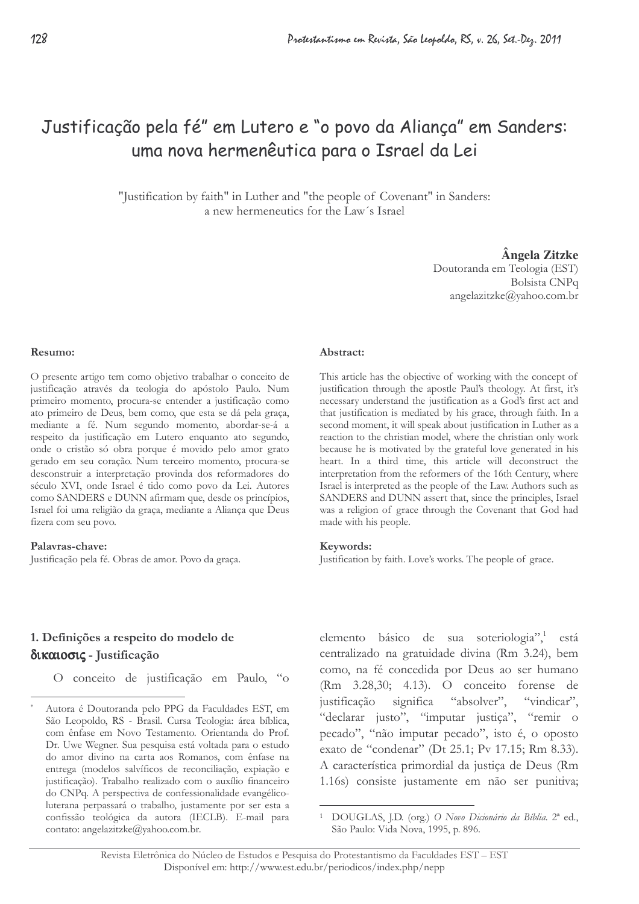# Justificação pela fé" em Lutero e "o povo da Aliança" em Sanders: uma nova hermenêutica para o Israel da Lei

"Justification by faith" in Luther and "the people of Covenant" in Sanders: a new hermeneutics for the Law´s Israel

**Ângela Zitzke**
Doutoranda em Teologia (EST)
Bolsista CNPq
angelazitzke@yahoo.com.br

**Resumo:**

O presente artigo tem como objetivo trabalhar o conceito de justificação através da teologia do apóstolo Paulo. Num primeiro momento, procura-se entender a justificação como ato primeiro de Deus, bem como, que esta se dá pela graça, mediante a fé. Num segundo momento, abordar-se-á a respeito da justificação em Lutero enquanto ato segundo, onde o cristão só obra porque é movido pelo amor grato gerado em seu coração. Num terceiro momento, procura-se desconstruir a interpretação provinda dos reformadores do século XVI, onde Israel é tido como povo da Lei. Autores como SANDERS e DUNN afirmam que, desde os princípios, Israel foi uma religião da graça, mediante a Aliança que Deus fizera com seu povo.

**Palavras-chave:**
Justificação pela fé. Obras de amor. Povo da graça.

**Abstract:**

This article has the objective of working with the concept of justification through the apostle Paul's theology. At first, it's necessary understand the justification as a God's first act and that justification is mediated by his grace, through faith. In a second moment, it will speak about justification in Luther as a reaction to the christian model, where the christian only work because he is motivated by the grateful love generated in his heart. In a third time, this article will deconstruct the interpretation from the reformers of the 16th Century, where Israel is interpreted as the people of the Law. Authors such as SANDERS and DUNN assert that, since the principles, Israel was a religion of grace through the Covenant that God had made with his people.

**Keywords:**
Justification by faith. Love's works. The people of grace.

## 1. Definições a respeito do modelo de δικαιοσις - Justificação

O conceito de justificação em Paulo, "o elemento básico de sua soteriologia",[1] está centralizado na gratuidade divina (Rm 3.24), bem como, na fé concedida por Deus ao ser humano (Rm 3.28,30; 4.13). O conceito forense de justificação significa "absolver", "vindicar", "declarar justo", "imputar justiça", "remir o pecado", "não imputar pecado", isto é, o oposto exato de "condenar" (Dt 25.1; Pv 17.15; Rm 8.33). A característica primordial da justiça de Deus (Rm 1.16s) consiste justamente em não ser punitiva;

---

[*] Autora é Doutoranda pelo PPG da Faculdades EST, em São Leopoldo, RS - Brasil. Cursa Teologia: área bíblica, com ênfase em Novo Testamento. Orientanda do Prof. Dr. Uwe Wegner. Sua pesquisa está voltada para o estudo do amor divino na carta aos Romanos, com ênfase na entrega (modelos salvíficos de reconciliação, expiação e justificação). Trabalho realizado com o auxílio financeiro do CNPq. A perspectiva de confessionalidade evangélico-luterana perpassará o trabalho, justamente por ser esta a confissão teológica da autora (IECLB). E-mail para contato: angelazitzke@yahoo.com.br.

[1] DOUGLAS, J.D. (org.) *O Novo Dicionário da Bíblia*. 2ª ed., São Paulo: Vida Nova, 1995, p. 896.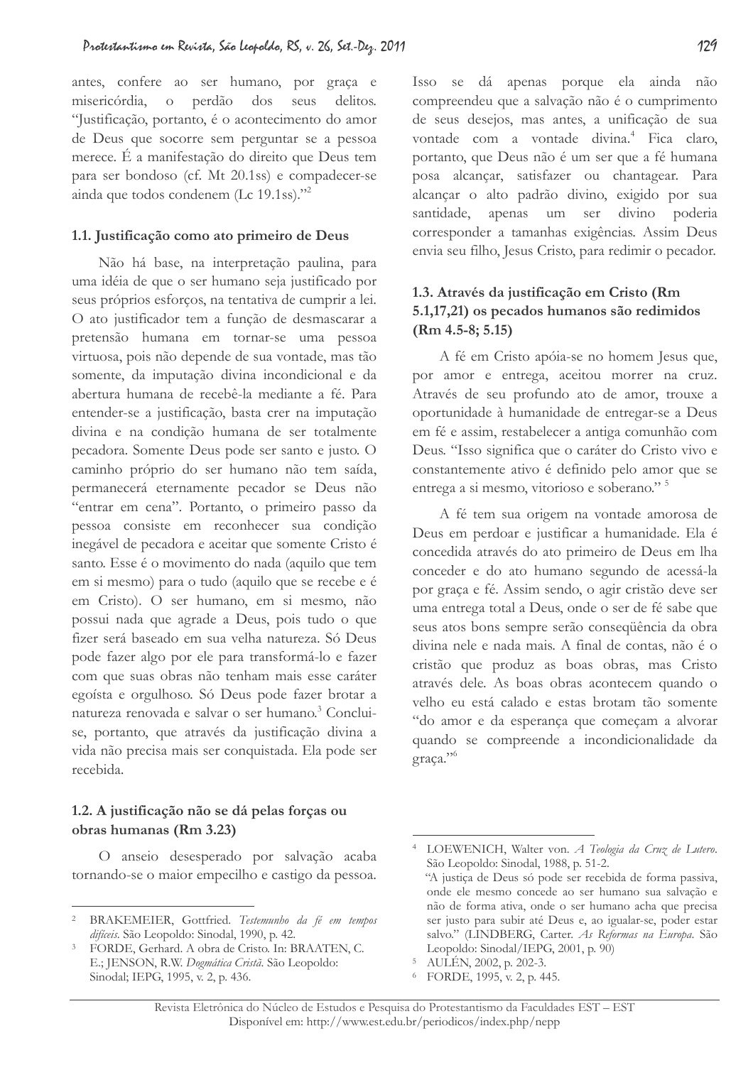antes, confere ao ser humano, por graça e misericórdia, o perdão dos seus delitos. "Justificação, portanto, é o acontecimento do amor de Deus que socorre sem perguntar se a pessoa merece. É a manifestação do direito que Deus tem para ser bondoso (cf. Mt 20.1ss) e compadecer-se ainda que todos condenem (Lc 19.1ss)."[2]

### 1.1. Justificação como ato primeiro de Deus

Não há base, na interpretação paulina, para uma idéia de que o ser humano seja justificado por seus próprios esforços, na tentativa de cumprir a lei. O ato justificador tem a função de desmascarar a pretensão humana em tornar-se uma pessoa virtuosa, pois não depende de sua vontade, mas tão somente, da imputação divina incondicional e da abertura humana de recebê-la mediante a fé. Para entender-se a justificação, basta crer na imputação divina e na condição humana de ser totalmente pecadora. Somente Deus pode ser santo e justo. O caminho próprio do ser humano não tem saída, permanecerá eternamente pecador se Deus não "entrar em cena". Portanto, o primeiro passo da pessoa consiste em reconhecer sua condição inegável de pecadora e aceitar que somente Cristo é santo. Esse é o movimento do nada (aquilo que tem em si mesmo) para o tudo (aquilo que se recebe e é em Cristo). O ser humano, em si mesmo, não possui nada que agrade a Deus, pois tudo o que fizer será baseado em sua velha natureza. Só Deus pode fazer algo por ele para transformá-lo e fazer com que suas obras não tenham mais esse caráter egoísta e orgulhoso. Só Deus pode fazer brotar a natureza renovada e salvar o ser humano.[3] Conclui-se, portanto, que através da justificação divina a vida não precisa mais ser conquistada. Ela pode ser recebida.

### 1.2. A justificação não se dá pelas forças ou obras humanas (Rm 3.23)

O anseio desesperado por salvação acaba tornando-se o maior empecilho e castigo da pessoa. Isso se dá apenas porque ela ainda não compreendeu que a salvação não é o cumprimento de seus desejos, mas antes, a unificação de sua vontade com a vontade divina.[4] Fica claro, portanto, que Deus não é um ser que a fé humana posa alcançar, satisfazer ou chantagear. Para alcançar o alto padrão divino, exigido por sua santidade, apenas um ser divino poderia corresponder a tamanhas exigências. Assim Deus envia seu filho, Jesus Cristo, para redimir o pecador.

### 1.3. Através da justificação em Cristo (Rm 5.1,17,21) os pecados humanos são redimidos (Rm 4.5-8; 5.15)

A fé em Cristo apóia-se no homem Jesus que, por amor e entrega, aceitou morrer na cruz. Através de seu profundo ato de amor, trouxe a oportunidade à humanidade de entregar-se a Deus em fé e assim, restabelecer a antiga comunhão com Deus. "Isso significa que o caráter do Cristo vivo e constantemente ativo é definido pelo amor que se entrega a si mesmo, vitorioso e soberano." [5]

A fé tem sua origem na vontade amorosa de Deus em perdoar e justificar a humanidade. Ela é concedida através do ato primeiro de Deus em lha conceder e do ato humano segundo de acessá-la por graça e fé. Assim sendo, o agir cristão deve ser uma entrega total a Deus, onde o ser de fé sabe que seus atos bons sempre serão conseqüência da obra divina nele e nada mais. A final de contas, não é o cristão que produz as boas obras, mas Cristo através dele. As boas obras acontecem quando o velho eu está calado e estas brotam tão somente "do amor e da esperança que começam a alvorar quando se compreende a incondicionalidade da graça."[6]

---

[2] BRAKEMEIER, Gottfried. *Testemunho da fé em tempos difíceis*. São Leopoldo: Sinodal, 1990, p. 42.

[3] FORDE, Gerhard. A obra de Cristo. In: BRAATEN, C. E.; JENSON, R.W. *Dogmática Cristã*. São Leopoldo: Sinodal; IEPG, 1995, v. 2, p. 436.

[4] LOEWENICH, Walter von. *A Teologia da Cruz de Lutero*. São Leopoldo: Sinodal, 1988, p. 51-2.
"A justiça de Deus só pode ser recebida de forma passiva, onde ele mesmo concede ao ser humano sua salvação e não de forma ativa, onde o ser humano acha que precisa ser justo para subir até Deus e, ao igualar-se, poder estar salvo." (LINDBERG, Carter. *As Reformas na Europa*. São Leopoldo: Sinodal/IEPG, 2001, p. 90)

[5] AULÉN, 2002, p. 202-3.

[6] FORDE, 1995, v. 2, p. 445.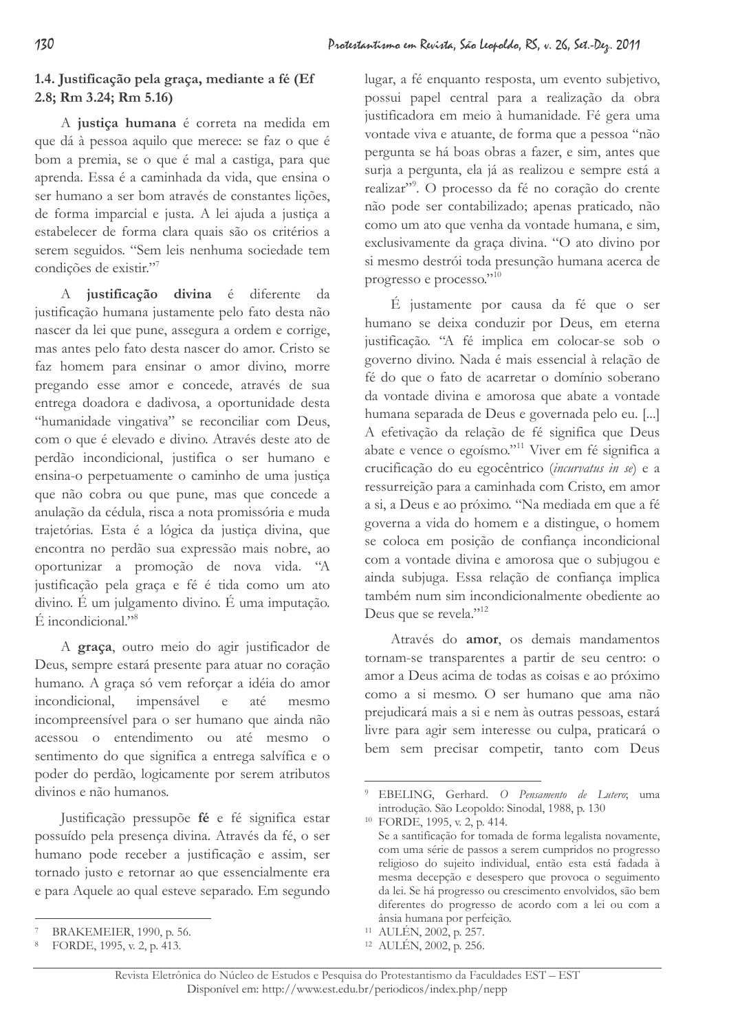### 1.4. Justificação pela graça, mediante a fé (Ef 2.8; Rm 3.24; Rm 5.16)

A **justiça humana** é correta na medida em que dá à pessoa aquilo que merece: se faz o que é bom a premia, se o que é mal a castiga, para que aprenda. Essa é a caminhada da vida, que ensina o ser humano a ser bom através de constantes lições, de forma imparcial e justa. A lei ajuda a justiça a estabelecer de forma clara quais são os critérios a serem seguidos. "Sem leis nenhuma sociedade tem condições de existir."[7]

A **justificação divina** é diferente da justificação humana justamente pelo fato desta não nascer da lei que pune, assegura a ordem e corrige, mas antes pelo fato desta nascer do amor. Cristo se faz homem para ensinar o amor divino, morre pregando esse amor e concede, através de sua entrega doadora e dadivosa, a oportunidade desta "humanidade vingativa" se reconciliar com Deus, com o que é elevado e divino. Através deste ato de perdão incondicional, justifica o ser humano e ensina-o perpetuamente o caminho de uma justiça que não cobra ou que pune, mas que concede a anulação da cédula, risca a nota promissória e muda trajetórias. Esta é a lógica da justiça divina, que encontra no perdão sua expressão mais nobre, ao oportunizar a promoção de nova vida. "A justificação pela graça e fé é tida como um ato divino. É um julgamento divino. É uma imputação. É incondicional."[8]

A **graça**, outro meio do agir justificador de Deus, sempre estará presente para atuar no coração humano. A graça só vem reforçar a idéia do amor incondicional, impensável e até mesmo incompreensível para o ser humano que ainda não acessou o entendimento ou até mesmo o sentimento do que significa a entrega salvífica e o poder do perdão, logicamente por serem atributos divinos e não humanos.

Justificação pressupõe **fé** e fé significa estar possuído pela presença divina. Através da fé, o ser humano pode receber a justificação e assim, ser tornado justo e retornar ao que essencialmente era e para Aquele ao qual esteve separado. Em segundo lugar, a fé enquanto resposta, um evento subjetivo, possui papel central para a realização da obra justificadora em meio à humanidade. Fé gera uma vontade viva e atuante, de forma que a pessoa "não pergunta se há boas obras a fazer, e sim, antes que surja a pergunta, ela já as realizou e sempre está a realizar"[9]. O processo da fé no coração do crente não pode ser contabilizado; apenas praticado, não como um ato que venha da vontade humana, e sim, exclusivamente da graça divina. "O ato divino por si mesmo destrói toda presunção humana acerca de progresso e processo."[10]

É justamente por causa da fé que o ser humano se deixa conduzir por Deus, em eterna justificação. "A fé implica em colocar-se sob o governo divino. Nada é mais essencial à relação de fé do que o fato de acarretar o domínio soberano da vontade divina e amorosa que abate a vontade humana separada de Deus e governada pelo eu. [...] A efetivação da relação de fé significa que Deus abate e vence o egoísmo."[11] Viver em fé significa a crucificação do eu egocêntrico (*incurvatus in se*) e a ressurreição para a caminhada com Cristo, em amor a si, a Deus e ao próximo. "Na mediada em que a fé governa a vida do homem e a distingue, o homem se coloca em posição de confiança incondicional com a vontade divina e amorosa que o subjugou e ainda subjuga. Essa relação de confiança implica também num sim incondicionalmente obediente ao Deus que se revela."[12]

Através do **amor**, os demais mandamentos tornam-se transparentes a partir de seu centro: o amor a Deus acima de todas as coisas e ao próximo como a si mesmo. O ser humano que ama não prejudicará mais a si e nem às outras pessoas, estará livre para agir sem interesse ou culpa, praticará o bem sem precisar competir, tanto com Deus

---

[7] BRAKEMEIER, 1990, p. 56.

[8] FORDE, 1995, v. 2, p. 413.

[9] EBELING, Gerhard. *O Pensamento de Lutero*; uma introdução. São Leopoldo: Sinodal, 1988, p. 130

[10] FORDE, 1995, v. 2, p. 414.
Se a santificação for tomada de forma legalista novamente, com uma série de passos a serem cumpridos no progresso religioso do sujeito individual, então esta está fadada à mesma decepção e desespero que provoca o seguimento da lei. Se há progresso ou crescimento envolvidos, são bem diferentes do progresso de acordo com a lei ou com a ânsia humana por perfeição.

[11] AULÉN, 2002, p. 257.

[12] AULÉN, 2002, p. 256.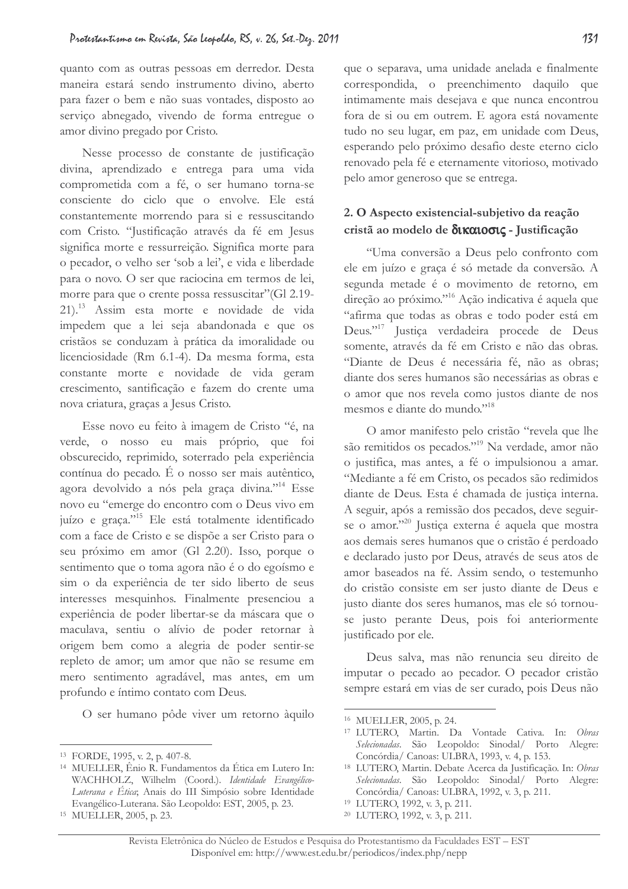quanto com as outras pessoas em derredor. Desta maneira estará sendo instrumento divino, aberto para fazer o bem e não suas vontades, disposto ao serviço abnegado, vivendo de forma entregue o amor divino pregado por Cristo.

Nesse processo de constante de justificação divina, aprendizado e entrega para uma vida comprometida com a fé, o ser humano torna-se consciente do ciclo que o envolve. Ele está constantemente morrendo para si e ressuscitando com Cristo. "Justificação através da fé em Jesus significa morte e ressurreição. Significa morte para o pecador, o velho ser 'sob a lei', e vida e liberdade para o novo. O ser que raciocina em termos de lei, morre para que o crente possa ressuscitar"(Gl 2.19-21).[13] Assim esta morte e novidade de vida impedem que a lei seja abandonada e que os cristãos se conduzam à prática da imoralidade ou licenciosidade (Rm 6.1-4). Da mesma forma, esta constante morte e novidade de vida geram crescimento, santificação e fazem do crente uma nova criatura, graças a Jesus Cristo.

Esse novo eu feito à imagem de Cristo "é, na verde, o nosso eu mais próprio, que foi obscurecido, reprimido, soterrado pela experiência contínua do pecado. É o nosso ser mais autêntico, agora devolvido a nós pela graça divina."[14] Esse novo eu "emerge do encontro com o Deus vivo em juízo e graça."[15] Ele está totalmente identificado com a face de Cristo e se dispõe a ser Cristo para o seu próximo em amor (Gl 2.20). Isso, porque o sentimento que o toma agora não é o do egoísmo e sim o da experiência de ter sido liberto de seus interesses mesquinhos. Finalmente presenciou a experiência de poder libertar-se da máscara que o maculava, sentiu o alívio de poder retornar à origem bem como a alegria de poder sentir-se repleto de amor; um amor que não se resume em mero sentimento agradável, mas antes, em um profundo e íntimo contato com Deus.

O ser humano pôde viver um retorno àquilo que o separava, uma unidade anelada e finalmente correspondida, o preenchimento daquilo que intimamente mais desejava e que nunca encontrou fora de si ou em outrem. E agora está novamente tudo no seu lugar, em paz, em unidade com Deus, esperando pelo próximo desafio deste eterno ciclo renovado pela fé e eternamente vitorioso, motivado pelo amor generoso que se entrega.

## 2. O Aspecto existencial-subjetivo da reação cristã ao modelo de δικαιοσις - Justificação

"Uma conversão a Deus pelo confronto com ele em juízo e graça é só metade da conversão. A segunda metade é o movimento de retorno, em direção ao próximo."[16] Ação indicativa é aquela que "afirma que todas as obras e todo poder está em Deus."[17] Justiça verdadeira procede de Deus somente, através da fé em Cristo e não das obras. "Diante de Deus é necessária fé, não as obras; diante dos seres humanos são necessárias as obras e o amor que nos revela como justos diante de nos mesmos e diante do mundo."[18]

O amor manifesto pelo cristão "revela que lhe são remitidos os pecados."[19] Na verdade, amor não o justifica, mas antes, a fé o impulsionou a amar. "Mediante a fé em Cristo, os pecados são redimidos diante de Deus. Esta é chamada de justiça interna. A seguir, após a remissão dos pecados, deve seguir-se o amor."[20] Justiça externa é aquela que mostra aos demais seres humanos que o cristão é perdoado e declarado justo por Deus, através de seus atos de amor baseados na fé. Assim sendo, o testemunho do cristão consiste em ser justo diante de Deus e justo diante dos seres humanos, mas ele só tornou-se justo perante Deus, pois foi anteriormente justificado por ele.

Deus salva, mas não renuncia seu direito de imputar o pecado ao pecador. O pecador cristão sempre estará em vias de ser curado, pois Deus não

---

[13] FORDE, 1995, v. 2, p. 407-8.

[14] MUELLER, Ênio R. Fundamentos da Ética em Lutero In: WACHHOLZ, Wilhelm (Coord.). *Identidade Evangélico-Luterana e Ética*; Anais do III Simpósio sobre Identidade Evangélico-Luterana. São Leopoldo: EST, 2005, p. 23.

[15] MUELLER, 2005, p. 23.

[16] MUELLER, 2005, p. 24.

[17] LUTERO, Martin. Da Vontade Cativa. In: *Obras Selecionadas*. São Leopoldo: Sinodal/ Porto Alegre: Concórdia/ Canoas: ULBRA, 1993, v. 4, p. 153.

[18] LUTERO, Martin. Debate Acerca da Justificação. In: *Obras Selecionadas*. São Leopoldo: Sinodal/ Porto Alegre: Concórdia/ Canoas: ULBRA, 1992, v. 3, p. 211.

[19] LUTERO, 1992, v. 3, p. 211.

[20] LUTERO, 1992, v. 3, p. 211.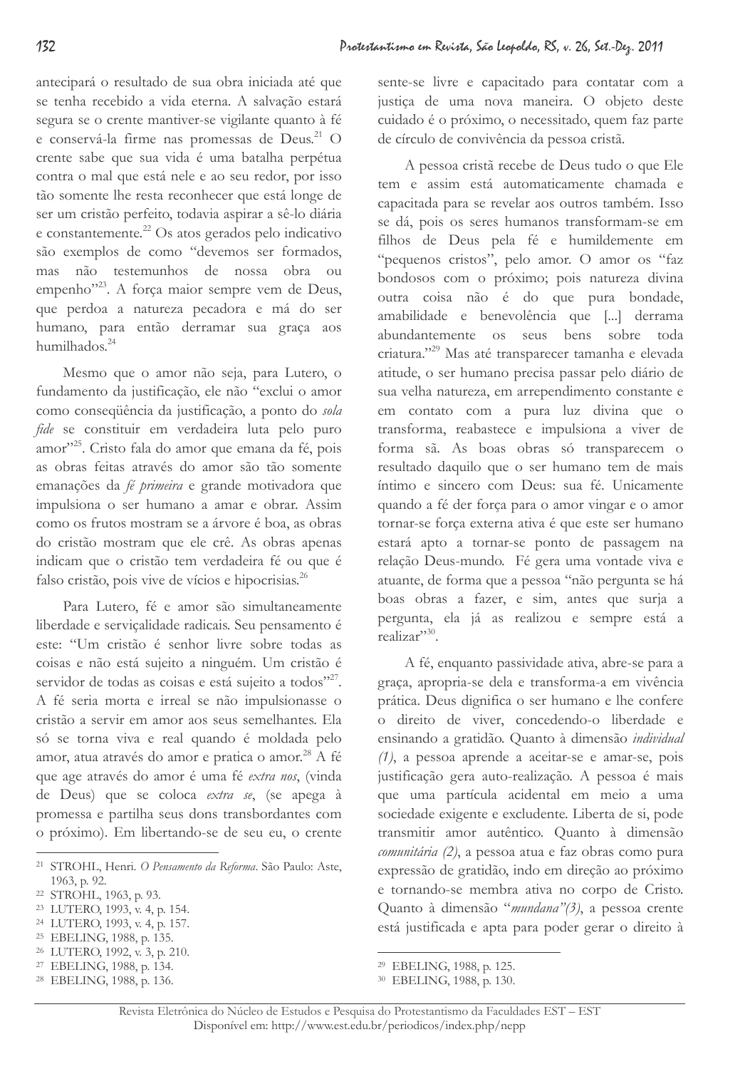antecipará o resultado de sua obra iniciada até que se tenha recebido a vida eterna. A salvação estará segura se o crente mantiver-se vigilante quanto à fé e conservá-la firme nas promessas de Deus.[21] O crente sabe que sua vida é uma batalha perpétua contra o mal que está nele e ao seu redor, por isso tão somente lhe resta reconhecer que está longe de ser um cristão perfeito, todavia aspirar a sê-lo diária e constantemente.[22] Os atos gerados pelo indicativo são exemplos de como "devemos ser formados, mas não testemunhos de nossa obra ou empenho"[23]. A força maior sempre vem de Deus, que perdoa a natureza pecadora e má do ser humano, para então derramar sua graça aos humilhados.[24]

Mesmo que o amor não seja, para Lutero, o fundamento da justificação, ele não "exclui o amor como conseqüência da justificação, a ponto do *sola fide* se constituir em verdadeira luta pelo puro amor"[25]. Cristo fala do amor que emana da fé, pois as obras feitas através do amor são tão somente emanações da *fé primeira* e grande motivadora que impulsiona o ser humano a amar e obrar. Assim como os frutos mostram se a árvore é boa, as obras do cristão mostram que ele crê. As obras apenas indicam que o cristão tem verdadeira fé ou que é falso cristão, pois vive de vícios e hipocrisias.[26]

Para Lutero, fé e amor são simultaneamente liberdade e serviçalidade radicais. Seu pensamento é este: "Um cristão é senhor livre sobre todas as coisas e não está sujeito a ninguém. Um cristão é servidor de todas as coisas e está sujeito a todos"[27]. A fé seria morta e irreal se não impulsionasse o cristão a servir em amor aos seus semelhantes. Ela só se torna viva e real quando é moldada pelo amor, atua através do amor e pratica o amor.[28] A fé que age através do amor é uma fé *extra nos*, (vinda de Deus) que se coloca *extra se*, (se apega à promessa e partilha seus dons transbordantes com o próximo). Em libertando-se de seu eu, o crente sente-se livre e capacitado para contatar com a justiça de uma nova maneira. O objeto deste cuidado é o próximo, o necessitado, quem faz parte de círculo de convivência da pessoa cristã.

A pessoa cristã recebe de Deus tudo o que Ele tem e assim está automaticamente chamada e capacitada para se revelar aos outros também. Isso se dá, pois os seres humanos transformam-se em filhos de Deus pela fé e humildemente em "pequenos cristos", pelo amor. O amor os "faz bondosos com o próximo; pois natureza divina outra coisa não é do que pura bondade, amabilidade e benevolência que [...] derrama abundantemente os seus bens sobre toda criatura."[29] Mas até transparecer tamanha e elevada atitude, o ser humano precisa passar pelo diário de sua velha natureza, em arrependimento constante e em contato com a pura luz divina que o transforma, reabastece e impulsiona a viver de forma sã. As boas obras só transparecem o resultado daquilo que o ser humano tem de mais íntimo e sincero com Deus: sua fé. Unicamente quando a fé der força para o amor vingar e o amor tornar-se força externa ativa é que este ser humano estará apto a tornar-se ponto de passagem na relação Deus-mundo. Fé gera uma vontade viva e atuante, de forma que a pessoa "não pergunta se há boas obras a fazer, e sim, antes que surja a pergunta, ela já as realizou e sempre está a realizar"[30].

A fé, enquanto passividade ativa, abre-se para a graça, apropria-se dela e transforma-a em vivência prática. Deus dignifica o ser humano e lhe confere o direito de viver, concedendo-o liberdade e ensinando a gratidão. Quanto à dimensão *individual (1)*, a pessoa aprende a aceitar-se e amar-se, pois justificação gera auto-realização. A pessoa é mais que uma partícula acidental em meio a uma sociedade exigente e excludente. Liberta de si, pode transmitir amor autêntico. Quanto à dimensão *comunitária (2)*, a pessoa atua e faz obras como pura expressão de gratidão, indo em direção ao próximo e tornando-se membra ativa no corpo de Cristo. Quanto à dimensão "*mundana"(3)*, a pessoa crente está justificada e apta para poder gerar o direito à

---

[21] STROHL, Henri. *O Pensamento da Reforma*. São Paulo: Aste, 1963, p. 92.

[22] STROHL, 1963, p. 93.

[23] LUTERO, 1993, v. 4, p. 154.

[24] LUTERO, 1993, v. 4, p. 157.

[25] EBELING, 1988, p. 135.

[26] LUTERO, 1992, v. 3, p. 210.

[27] EBELING, 1988, p. 134.

[28] EBELING, 1988, p. 136.

[29] EBELING, 1988, p. 125.

[30] EBELING, 1988, p. 130.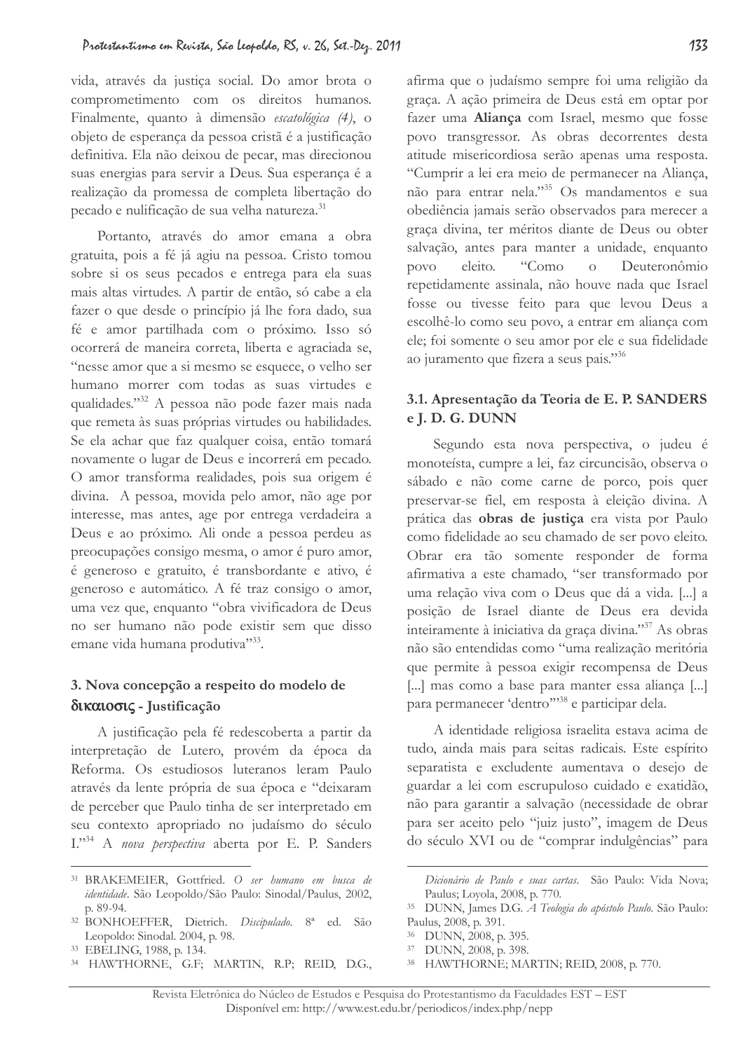vida, através da justiça social. Do amor brota o comprometimento com os direitos humanos. Finalmente, quanto à dimensão *escatológica (4)*, o objeto de esperança da pessoa cristã é a justificação definitiva. Ela não deixou de pecar, mas direcionou suas energias para servir a Deus. Sua esperança é a realização da promessa de completa libertação do pecado e nulificação de sua velha natureza.[31]

Portanto, através do amor emana a obra gratuita, pois a fé já agiu na pessoa. Cristo tomou sobre si os seus pecados e entrega para ela suas mais altas virtudes. A partir de então, só cabe a ela fazer o que desde o princípio já lhe fora dado, sua fé e amor partilhada com o próximo. Isso só ocorrerá de maneira correta, liberta e agraciada se, "nesse amor que a si mesmo se esquece, o velho ser humano morrer com todas as suas virtudes e qualidades."[32] A pessoa não pode fazer mais nada que remeta às suas próprias virtudes ou habilidades. Se ela achar que faz qualquer coisa, então tomará novamente o lugar de Deus e incorrerá em pecado. O amor transforma realidades, pois sua origem é divina. A pessoa, movida pelo amor, não age por interesse, mas antes, age por entrega verdadeira a Deus e ao próximo. Ali onde a pessoa perdeu as preocupações consigo mesma, o amor é puro amor, é generoso e gratuito, é transbordante e ativo, é generoso e automático. A fé traz consigo o amor, uma vez que, enquanto "obra vivificadora de Deus no ser humano não pode existir sem que disso emane vida humana produtiva"[33].

## 3. Nova concepção a respeito do modelo de δικαιοσις - Justificação

A justificação pela fé redescoberta a partir da interpretação de Lutero, provém da época da Reforma. Os estudiosos luteranos leram Paulo através da lente própria de sua época e "deixaram de perceber que Paulo tinha de ser interpretado em seu contexto apropriado no judaísmo do século I."[34] A *nova perspectiva* aberta por E. P. Sanders afirma que o judaísmo sempre foi uma religião da graça. A ação primeira de Deus está em optar por fazer uma **Aliança** com Israel, mesmo que fosse povo transgressor. As obras decorrentes desta atitude misericordiosa serão apenas uma resposta. "Cumprir a lei era meio de permanecer na Aliança, não para entrar nela."[35] Os mandamentos e sua obediência jamais serão observados para merecer a graça divina, ter méritos diante de Deus ou obter salvação, antes para manter a unidade, enquanto povo eleito. "Como o Deuteronômio repetidamente assinala, não houve nada que Israel fosse ou tivesse feito para que levou Deus a escolhê-lo como seu povo, a entrar em aliança com ele; foi somente o seu amor por ele e sua fidelidade ao juramento que fizera a seus pais."[36]

### 3.1. Apresentação da Teoria de E. P. SANDERS e J. D. G. DUNN

Segundo esta nova perspectiva, o judeu é monoteísta, cumpre a lei, faz circuncisão, observa o sábado e não come carne de porco, pois quer preservar-se fiel, em resposta à eleição divina. A prática das **obras de justiça** era vista por Paulo como fidelidade ao seu chamado de ser povo eleito. Obrar era tão somente responder de forma afirmativa a este chamado, "ser transformado por uma relação viva com o Deus que dá a vida. [...] a posição de Israel diante de Deus era devida inteiramente à iniciativa da graça divina."[37] As obras não são entendidas como "uma realização meritória que permite à pessoa exigir recompensa de Deus [...] mas como a base para manter essa aliança [...] para permanecer 'dentro'"[38] e participar dela.

A identidade religiosa israelita estava acima de tudo, ainda mais para seitas radicais. Este espírito separatista e excludente aumentava o desejo de guardar a lei com escrupuloso cuidado e exatidão, não para garantir a salvação (necessidade de obrar para ser aceito pelo "juiz justo", imagem de Deus do século XVI ou de "comprar indulgências" para

---

[31] BRAKEMEIER, Gottfried. *O ser humano em busca de identidade*. São Leopoldo/São Paulo: Sinodal/Paulus, 2002, p. 89-94.

[32] BONHOEFFER, Dietrich. *Discipulado*. 8ª ed. São Leopoldo: Sinodal. 2004, p. 98.

[33] EBELING, 1988, p. 134.

[34] HAWTHORNE, G.F; MARTIN, R.P; REID, D.G., *Dicionário de Paulo e suas cartas*. São Paulo: Vida Nova; Paulus; Loyola, 2008, p. 770.

[35] DUNN, James D.G. *A Teologia do apóstolo Paulo*. São Paulo: Paulus, 2008, p. 391.

[36] DUNN, 2008, p. 395.

[37] DUNN, 2008, p. 398.

[38] HAWTHORNE; MARTIN; REID, 2008, p. 770.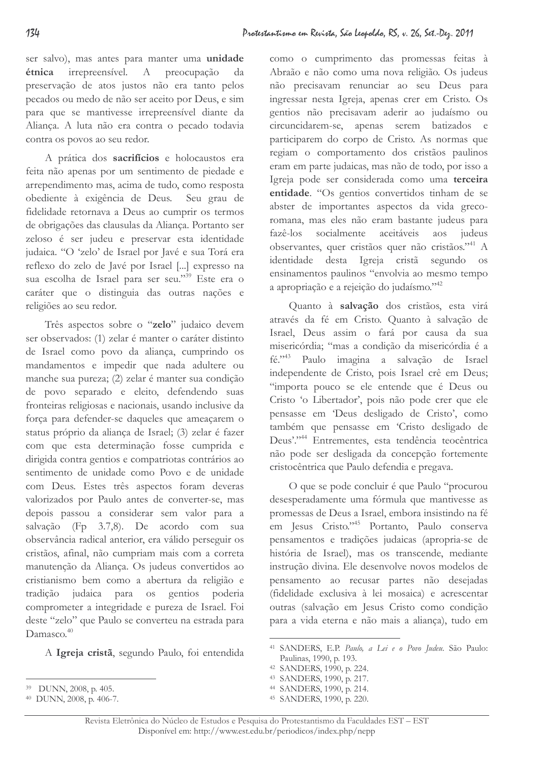ser salvo), mas antes para manter uma **unidade étnica** irrepreensível. A preocupação da preservação de atos justos não era tanto pelos pecados ou medo de não ser aceito por Deus, e sim para que se mantivesse irrepreensível diante da Aliança. A luta não era contra o pecado todavia contra os povos ao seu redor.

A prática dos **sacrifícios** e holocaustos era feita não apenas por um sentimento de piedade e arrependimento mas, acima de tudo, como resposta obediente à exigência de Deus. Seu grau de fidelidade retornava a Deus ao cumprir os termos de obrigações das clausulas da Aliança. Portanto ser zeloso é ser judeu e preservar esta identidade judaica. "O 'zelo' de Israel por Javé e sua Torá era reflexo do zelo de Javé por Israel [...] expresso na sua escolha de Israel para ser seu."[39] Este era o caráter que o distinguia das outras nações e religiões ao seu redor.

Três aspectos sobre o "**zelo**" judaico devem ser observados: (1) zelar é manter o caráter distinto de Israel como povo da aliança, cumprindo os mandamentos e impedir que nada adultere ou manche sua pureza; (2) zelar é manter sua condição de povo separado e eleito, defendendo suas fronteiras religiosas e nacionais, usando inclusive da força para defender-se daqueles que ameaçarem o status próprio da aliança de Israel; (3) zelar é fazer com que esta determinação fosse cumprida e dirigida contra gentios e compatriotas contrários ao sentimento de unidade como Povo e de unidade com Deus. Estes três aspectos foram deveras valorizados por Paulo antes de converter-se, mas depois passou a considerar sem valor para a salvação (Fp 3.7,8). De acordo com sua observância radical anterior, era válido perseguir os cristãos, afinal, não cumpriam mais com a correta manutenção da Aliança. Os judeus convertidos ao cristianismo bem como a abertura da religião e tradição judaica para os gentios poderia comprometer a integridade e pureza de Israel. Foi deste "zelo" que Paulo se converteu na estrada para Damasco.[40]

A **Igreja cristã**, segundo Paulo, foi entendida como o cumprimento das promessas feitas à Abraão e não como uma nova religião. Os judeus não precisavam renunciar ao seu Deus para ingressar nesta Igreja, apenas crer em Cristo. Os gentios não precisavam aderir ao judaísmo ou circuncidarem-se, apenas serem batizados e participarem do corpo de Cristo. As normas que regiam o comportamento dos cristãos paulinos eram em parte judaicas, mas não de todo, por isso a Igreja pode ser considerada como uma **terceira entidade**. "Os gentios convertidos tinham de se abster de importantes aspectos da vida greco-romana, mas eles não eram bastante judeus para fazê-los socialmente aceitáveis aos judeus observantes, quer cristãos quer não cristãos."[41] A identidade desta Igreja cristã segundo os ensinamentos paulinos "envolvia ao mesmo tempo a apropriação e a rejeição do judaísmo."[42]

Quanto à **salvação** dos cristãos, esta virá através da fé em Cristo. Quanto à salvação de Israel, Deus assim o fará por causa da sua misericórdia; "mas a condição da misericórdia é a fé."[43] Paulo imagina a salvação de Israel independente de Cristo, pois Israel crê em Deus; "importa pouco se ele entende que é Deus ou Cristo 'o Libertador', pois não pode crer que ele pensasse em 'Deus desligado de Cristo', como também que pensasse em 'Cristo desligado de Deus'."[44] Entrementes, esta tendência teocêntrica não pode ser desligada da concepção fortemente cristocêntrica que Paulo defendia e pregava.

O que se pode concluir é que Paulo "procurou desesperadamente uma fórmula que mantivesse as promessas de Deus a Israel, embora insistindo na fé em Jesus Cristo."[45] Portanto, Paulo conserva pensamentos e tradições judaicas (apropria-se de história de Israel), mas os transcende, mediante instrução divina. Ele desenvolve novos modelos de pensamento ao recusar partes não desejadas (fidelidade exclusiva à lei mosaica) e acrescentar outras (salvação em Jesus Cristo como condição para a vida eterna e não mais a aliança), tudo em

---

[39] DUNN, 2008, p. 405.

[40] DUNN, 2008, p. 406-7.

[41] SANDERS, E.P. *Paulo, a Lei e o Povo Judeu*. São Paulo: Paulinas, 1990, p. 193.

[42] SANDERS, 1990, p. 224.

[43] SANDERS, 1990, p. 217.

[44] SANDERS, 1990, p. 214.

[45] SANDERS, 1990, p. 220.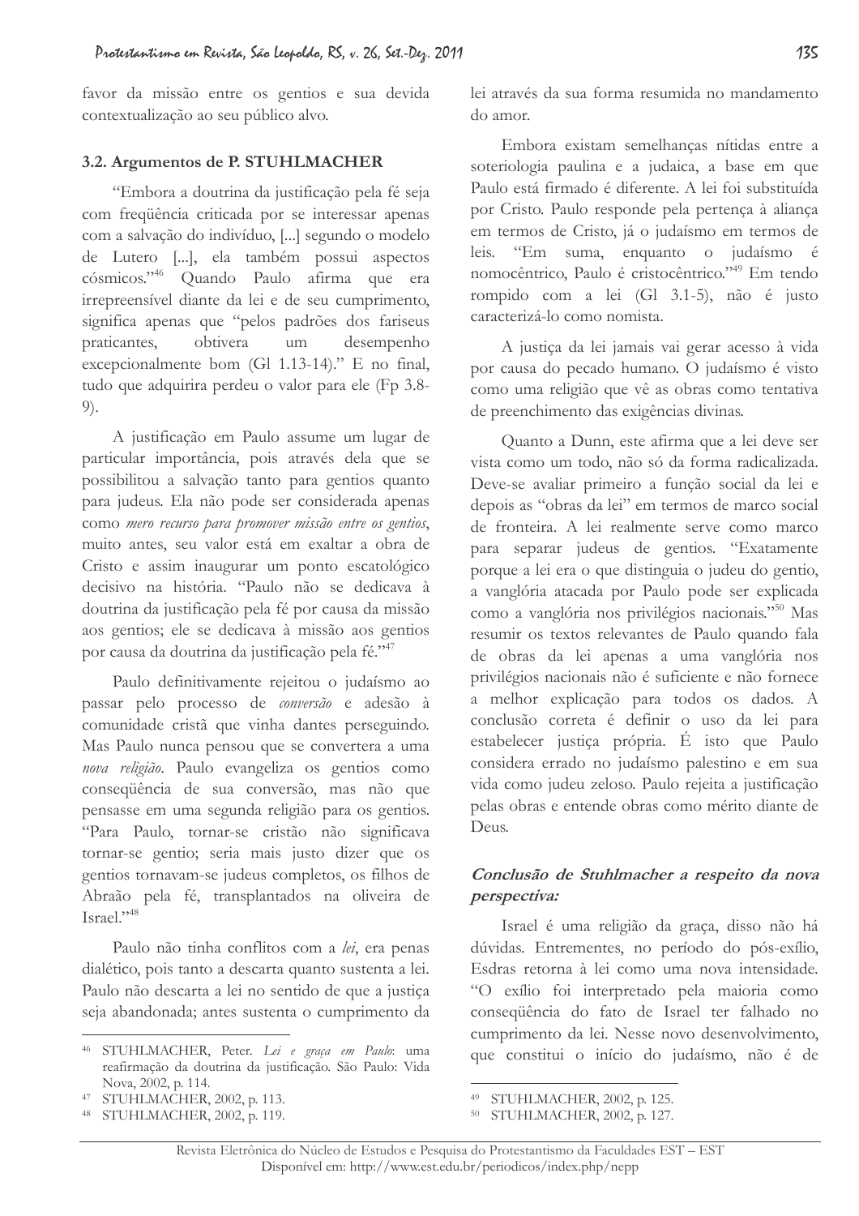favor da missão entre os gentios e sua devida contextualização ao seu público alvo.

### 3.2. Argumentos de P. STUHLMACHER

"Embora a doutrina da justificação pela fé seja com freqüência criticada por se interessar apenas com a salvação do indivíduo, [...] segundo o modelo de Lutero [...], ela também possui aspectos cósmicos."[46] Quando Paulo afirma que era irrepreensível diante da lei e de seu cumprimento, significa apenas que "pelos padrões dos fariseus praticantes, obtivera um desempenho excepcionalmente bom (Gl 1.13-14)." E no final, tudo que adquirira perdeu o valor para ele (Fp 3.8-9).

A justificação em Paulo assume um lugar de particular importância, pois através dela que se possibilitou a salvação tanto para gentios quanto para judeus. Ela não pode ser considerada apenas como *mero recurso para promover missão entre os gentios*, muito antes, seu valor está em exaltar a obra de Cristo e assim inaugurar um ponto escatológico decisivo na história. "Paulo não se dedicava à doutrina da justificação pela fé por causa da missão aos gentios; ele se dedicava à missão aos gentios por causa da doutrina da justificação pela fé."[47]

Paulo definitivamente rejeitou o judaísmo ao passar pelo processo de *conversão* e adesão à comunidade cristã que vinha dantes perseguindo. Mas Paulo nunca pensou que se convertera a uma *nova religião*. Paulo evangeliza os gentios como conseqüência de sua conversão, mas não que pensasse em uma segunda religião para os gentios. "Para Paulo, tornar-se cristão não significava tornar-se gentio; seria mais justo dizer que os gentios tornavam-se judeus completos, os filhos de Abraão pela fé, transplantados na oliveira de Israel."[48]

Paulo não tinha conflitos com a *lei*, era penas dialético, pois tanto a descarta quanto sustenta a lei. Paulo não descarta a lei no sentido de que a justiça seja abandonada; antes sustenta o cumprimento da lei através da sua forma resumida no mandamento do amor.

Embora existam semelhanças nítidas entre a soteriologia paulina e a judaica, a base em que Paulo está firmado é diferente. A lei foi substituída por Cristo. Paulo responde pela pertença à aliança em termos de Cristo, já o judaísmo em termos de leis. "Em suma, enquanto o judaísmo é nomocêntrico, Paulo é cristocêntrico."[49] Em tendo rompido com a lei (Gl 3.1-5), não é justo caracterizá-lo como nomista.

A justiça da lei jamais vai gerar acesso à vida por causa do pecado humano. O judaísmo é visto como uma religião que vê as obras como tentativa de preenchimento das exigências divinas.

Quanto a Dunn, este afirma que a lei deve ser vista como um todo, não só da forma radicalizada. Deve-se avaliar primeiro a função social da lei e depois as "obras da lei" em termos de marco social de fronteira. A lei realmente serve como marco para separar judeus de gentios. "Exatamente porque a lei era o que distinguia o judeu do gentio, a vanglória atacada por Paulo pode ser explicada como a vanglória nos privilégios nacionais."[50] Mas resumir os textos relevantes de Paulo quando fala de obras da lei apenas a uma vanglória nos privilégios nacionais não é suficiente e não fornece a melhor explicação para todos os dados. A conclusão correta é definir o uso da lei para estabelecer justiça própria. É isto que Paulo considera errado no judaísmo palestino e em sua vida como judeu zeloso. Paulo rejeita a justificação pelas obras e entende obras como mérito diante de Deus.

#### *Conclusão de Stuhlmacher a respeito da nova perspectiva:*

Israel é uma religião da graça, disso não há dúvidas. Entrementes, no período do pós-exílio, Esdras retorna à lei como uma nova intensidade. "O exílio foi interpretado pela maioria como conseqüência do fato de Israel ter falhado no cumprimento da lei. Nesse novo desenvolvimento, que constitui o início do judaísmo, não é de

---

[46] STUHLMACHER, Peter. *Lei e graça em Paulo*: uma reafirmação da doutrina da justificação. São Paulo: Vida Nova, 2002, p. 114.

[47] STUHLMACHER, 2002, p. 113.

[48] STUHLMACHER, 2002, p. 119.

[49] STUHLMACHER, 2002, p. 125.

[50] STUHLMACHER, 2002, p. 127.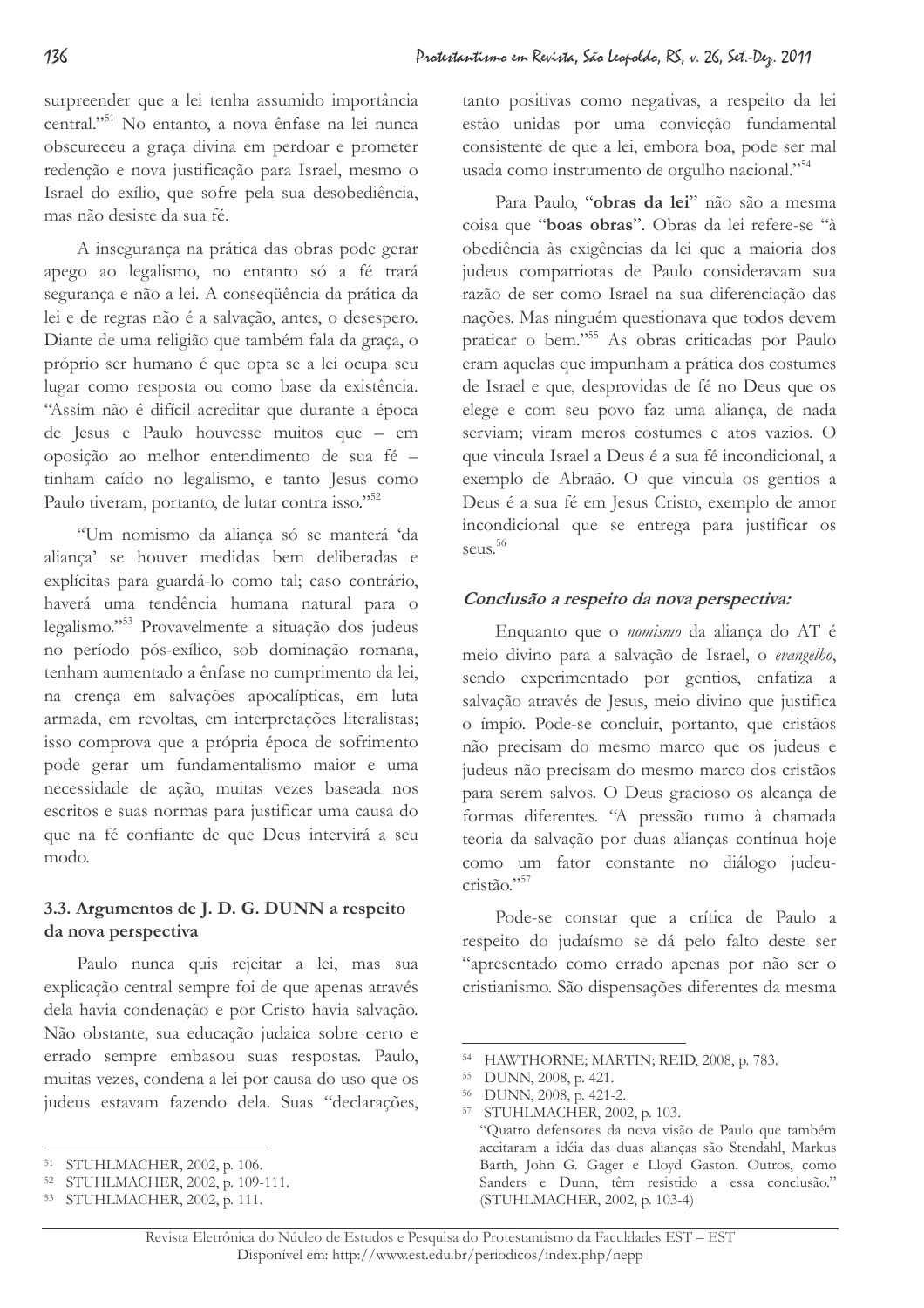surpreender que a lei tenha assumido importância central."[51] No entanto, a nova ênfase na lei nunca obscureceu a graça divina em perdoar e prometer redenção e nova justificação para Israel, mesmo o Israel do exílio, que sofre pela sua desobediência, mas não desiste da sua fé.

A insegurança na prática das obras pode gerar apego ao legalismo, no entanto só a fé trará segurança e não a lei. A conseqüência da prática da lei e de regras não é a salvação, antes, o desespero. Diante de uma religião que também fala da graça, o próprio ser humano é que opta se a lei ocupa seu lugar como resposta ou como base da existência. "Assim não é difícil acreditar que durante a época de Jesus e Paulo houvesse muitos que – em oposição ao melhor entendimento de sua fé – tinham caído no legalismo, e tanto Jesus como Paulo tiveram, portanto, de lutar contra isso."[52]

"Um nomismo da aliança só se manterá 'da aliança' se houver medidas bem deliberadas e explícitas para guardá-lo como tal; caso contrário, haverá uma tendência humana natural para o legalismo."[53] Provavelmente a situação dos judeus no período pós-exílico, sob dominação romana, tenham aumentado a ênfase no cumprimento da lei, na crença em salvações apocalípticas, em luta armada, em revoltas, em interpretações literalistas; isso comprova que a própria época de sofrimento pode gerar um fundamentalismo maior e uma necessidade de ação, muitas vezes baseada nos escritos e suas normas para justificar uma causa do que na fé confiante de que Deus intervirá a seu modo.

### 3.3. Argumentos de J. D. G. DUNN a respeito da nova perspectiva

Paulo nunca quis rejeitar a lei, mas sua explicação central sempre foi de que apenas através dela havia condenação e por Cristo havia salvação. Não obstante, sua educação judaica sobre certo e errado sempre embasou suas respostas. Paulo, muitas vezes, condena a lei por causa do uso que os judeus estavam fazendo dela. Suas "declarações, tanto positivas como negativas, a respeito da lei estão unidas por uma convicção fundamental consistente de que a lei, embora boa, pode ser mal usada como instrumento de orgulho nacional."[54]

Para Paulo, "**obras da lei**" não são a mesma coisa que "**boas obras**". Obras da lei refere-se "à obediência às exigências da lei que a maioria dos judeus compatriotas de Paulo consideravam sua razão de ser como Israel na sua diferenciação das nações. Mas ninguém questionava que todos devem praticar o bem."[55] As obras criticadas por Paulo eram aquelas que impunham a prática dos costumes de Israel e que, desprovidas de fé no Deus que os elege e com seu povo faz uma aliança, de nada serviam; viram meros costumes e atos vazios. O que vincula Israel a Deus é a sua fé incondicional, a exemplo de Abraão. O que vincula os gentios a Deus é a sua fé em Jesus Cristo, exemplo de amor incondicional que se entrega para justificar os seus.[56]

#### *Conclusão a respeito da nova perspectiva:*

Enquanto que o *nomismo* da aliança do AT é meio divino para a salvação de Israel, o *evangelho*, sendo experimentado por gentios, enfatiza a salvação através de Jesus, meio divino que justifica o ímpio. Pode-se concluir, portanto, que cristãos não precisam do mesmo marco que os judeus e judeus não precisam do mesmo marco dos cristãos para serem salvos. O Deus gracioso os alcança de formas diferentes. "A pressão rumo à chamada teoria da salvação por duas alianças continua hoje como um fator constante no diálogo judeu-cristão."[57]

Pode-se constar que a crítica de Paulo a respeito do judaísmo se dá pelo falto deste ser "apresentado como errado apenas por não ser o cristianismo. São dispensações diferentes da mesma

---

[51] STUHLMACHER, 2002, p. 106.

[52] STUHLMACHER, 2002, p. 109-111.

[53] STUHLMACHER, 2002, p. 111.

[54] HAWTHORNE; MARTIN; REID, 2008, p. 783.

[55] DUNN, 2008, p. 421.

[56] DUNN, 2008, p. 421-2.

[57] STUHLMACHER, 2002, p. 103.
"Quatro defensores da nova visão de Paulo que também aceitaram a idéia das duas alianças são Stendahl, Markus Barth, John G. Gager e Lloyd Gaston. Outros, como Sanders e Dunn, têm resistido a essa conclusão." (STUHLMACHER, 2002, p. 103-4)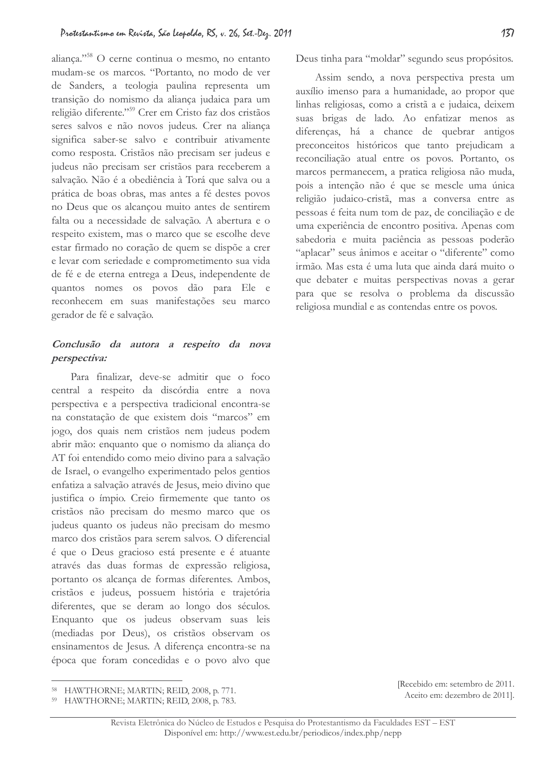aliança."[58] O cerne continua o mesmo, no entanto mudam-se os marcos. "Portanto, no modo de ver de Sanders, a teologia paulina representa um transição do nomismo da aliança judaica para um religião diferente."[59] Crer em Cristo faz dos cristãos seres salvos e não novos judeus. Crer na aliança significa saber-se salvo e contribuir ativamente como resposta. Cristãos não precisam ser judeus e judeus não precisam ser cristãos para receberem a salvação. Não é a obediência à Torá que salva ou a prática de boas obras, mas antes a fé destes povos no Deus que os alcançou muito antes de sentirem falta ou a necessidade de salvação. A abertura e o respeito existem, mas o marco que se escolhe deve estar firmado no coração de quem se dispõe a crer e levar com seriedade e comprometimento sua vida de fé e de eterna entrega a Deus, independente de quantos nomes os povos dão para Ele e reconhecem em suas manifestações seu marco gerador de fé e salvação.

### *Conclusão da autora a respeito da nova perspectiva:*

Para finalizar, deve-se admitir que o foco central a respeito da discórdia entre a nova perspectiva e a perspectiva tradicional encontra-se na constatação de que existem dois "marcos" em jogo, dos quais nem cristãos nem judeus podem abrir mão: enquanto que o nomismo da aliança do AT foi entendido como meio divino para a salvação de Israel, o evangelho experimentado pelos gentios enfatiza a salvação através de Jesus, meio divino que justifica o ímpio. Creio firmemente que tanto os cristãos não precisam do mesmo marco que os judeus quanto os judeus não precisam do mesmo marco dos cristãos para serem salvos. O diferencial é que o Deus gracioso está presente e é atuante através das duas formas de expressão religiosa, portanto os alcança de formas diferentes. Ambos, cristãos e judeus, possuem história e trajetória diferentes, que se deram ao longo dos séculos. Enquanto que os judeus observam suas leis (mediadas por Deus), os cristãos observam os ensinamentos de Jesus. A diferença encontra-se na época que foram concedidas e o povo alvo que Deus tinha para "moldar" segundo seus propósitos.

Assim sendo, a nova perspectiva presta um auxílio imenso para a humanidade, ao propor que linhas religiosas, como a cristã a e judaica, deixem suas brigas de lado. Ao enfatizar menos as diferenças, há a chance de quebrar antigos preconceitos históricos que tanto prejudicam a reconciliação atual entre os povos. Portanto, os marcos permanecem, a pratica religiosa não muda, pois a intenção não é que se mescle uma única religião judaico-cristã, mas a conversa entre as pessoas é feita num tom de paz, de conciliação e de uma experiência de encontro positiva. Apenas com sabedoria e muita paciência as pessoas poderão "aplacar" seus ânimos e aceitar o "diferente" como irmão. Mas esta é uma luta que ainda dará muito o que debater e muitas perspectivas novas a gerar para que se resolva o problema da discussão religiosa mundial e as contendas entre os povos.

[Recebido em: setembro de 2011.
Aceito em: dezembro de 2011].

---

[58] HAWTHORNE; MARTIN; REID, 2008, p. 771.

[59] HAWTHORNE; MARTIN; REID, 2008, p. 783.